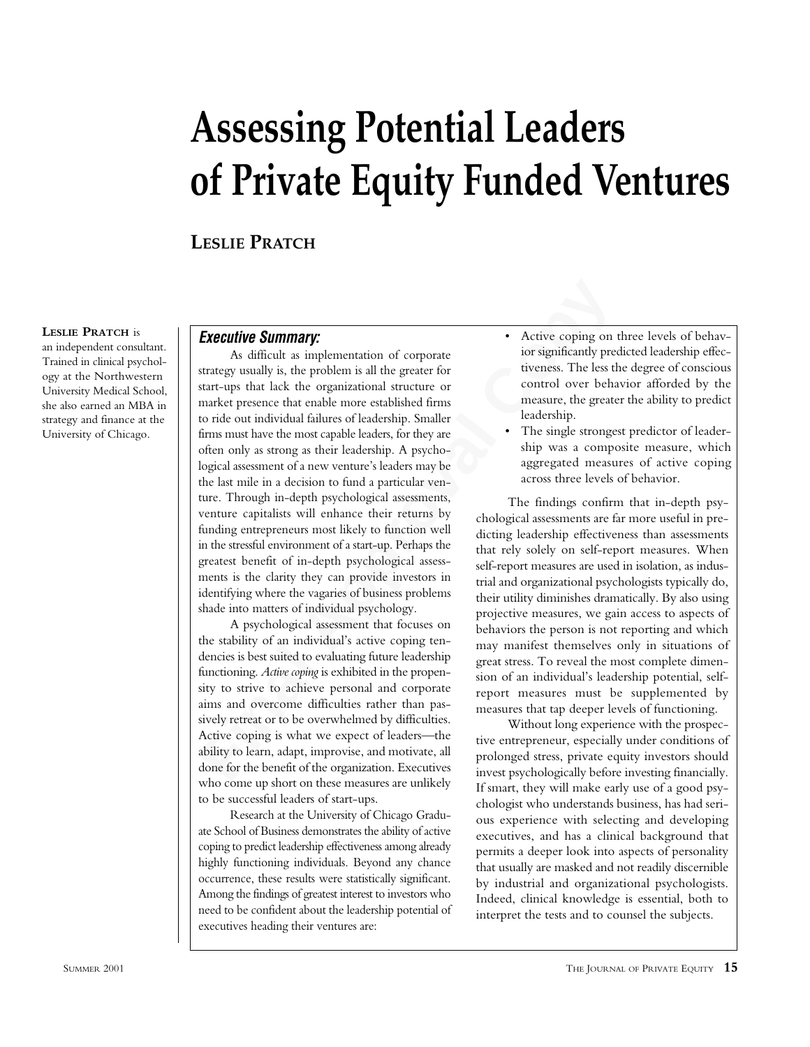# Assessing Potential Leaders of Private Equity Funded Ventures

## LESLIE PRATCH

**LESLIE PRATCH** is an independent consultant. Trained in clinical psychology at the Northwestern University Medical School, she also earned an MBA in strategy and finance at the University of Chicago.

### *Executive Summary:*

As difficult as implementation of corporate strategy usually is, the problem is all the greater for start-ups that lack the organizational structure or market presence that enable more established firms to ride out individual failures of leadership. Smaller firms must have the most capable leaders, for they are often only as strong as their leadership. A psychological assessment of a new venture's leaders may be the last mile in a decision to fund a particular venture. Through in-depth psychological assessments, venture capitalists will enhance their returns by funding entrepreneurs most likely to function well in the stressful environment of a start-up. Perhaps the greatest benefit of in-depth psychological assessments is the clarity they can provide investors in identifying where the vagaries of business problems shade into matters of individual psychology.

A psychological assessment that focuses on the stability of an individual's active coping tendencies is best suited to evaluating future leadership functioning. *Active coping* is exhibited in the propensity to strive to achieve personal and corporate aims and overcome difficulties rather than passively retreat or to be overwhelmed by difficulties. Active coping is what we expect of leaders—the ability to learn, adapt, improvise, and motivate, all done for the benefit of the organization. Executives who come up short on these measures are unlikely to be successful leaders of start-ups.

Research at the University of Chicago Graduate School of Business demonstrates the ability of active coping to predict leadership effectiveness among already highly functioning individuals. Beyond any chance occurrence, these results were statistically significant. Among the findings of greatest interest to investors who need to be confident about the leadership potential of executives heading their ventures are:

- Active coping on three levels of behavior significantly predicted leadership effectiveness. The less the degree of conscious control over behavior afforded by the measure, the greater the ability to predict leadership.
- The single strongest predictor of leadership was a composite measure, which aggregated measures of active coping across three levels of behavior.

The findings confirm that in-depth psychological assessments are far more useful in predicting leadership effectiveness than assessments that rely solely on self-report measures. When self-report measures are used in isolation, as industrial and organizational psychologists typically do, their utility diminishes dramatically. By also using projective measures, we gain access to aspects of behaviors the person is not reporting and which may manifest themselves only in situations of great stress. To reveal the most complete dimension of an individual's leadership potential, self-report measures must be supplemented by measures that tap deeper levels of functioning.

Without long experience with the prospective entrepreneur, especially under conditions of prolonged stress, private equity investors should invest psychologically before investing financially. If smart, they will make early use of a good psychologist who understands business, has had serious experience with selecting and developing executives, and has a clinical background that permits a deeper look into aspects of personality that usually are masked and not readily discernible by industrial and organizational psychologists. Indeed, clinical knowledge is essential, both to interpret the tests and to counsel the subjects.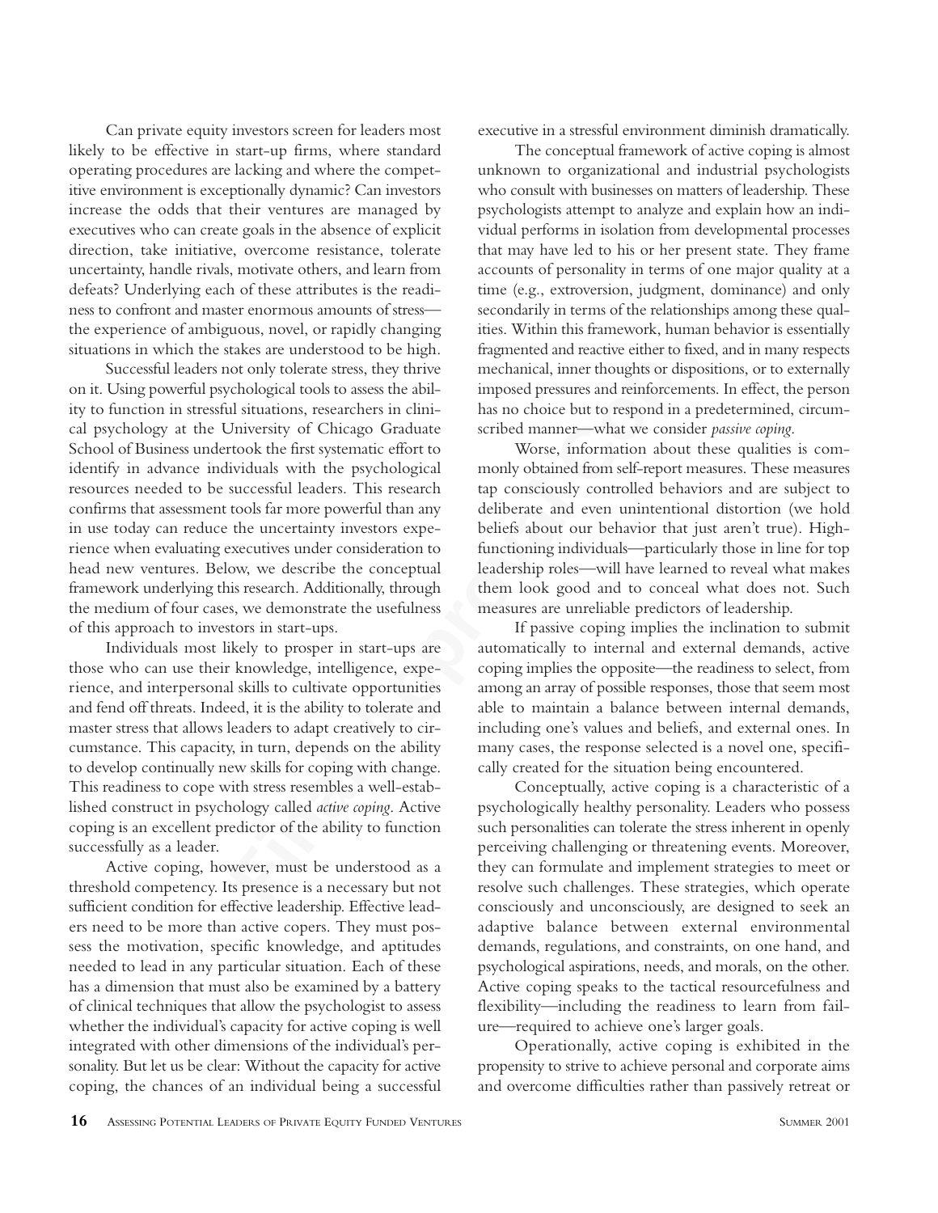Can private equity investors screen for leaders most likely to be effective in start-up firms, where standard operating procedures are lacking and where the competitive environment is exceptionally dynamic? Can investors increase the odds that their ventures are managed by executives who can create goals in the absence of explicit direction, take initiative, overcome resistance, tolerate uncertainty, handle rivals, motivate others, and learn from defeats? Underlying each of these attributes is the readiness to confront and master enormous amounts of stress—the experience of ambiguous, novel, or rapidly changing situations in which the stakes are understood to be high.

Successful leaders not only tolerate stress, they thrive on it. Using powerful psychological tools to assess the ability to function in stressful situations, researchers in clinical psychology at the University of Chicago Graduate School of Business undertook the first systematic effort to identify in advance individuals with the psychological resources needed to be successful leaders. This research confirms that assessment tools far more powerful than any in use today can reduce the uncertainty investors experience when evaluating executives under consideration to head new ventures. Below, we describe the conceptual framework underlying this research. Additionally, through the medium of four cases, we demonstrate the usefulness of this approach to investors in start-ups.

Individuals most likely to prosper in start-ups are those who can use their knowledge, intelligence, experience, and interpersonal skills to cultivate opportunities and fend off threats. Indeed, it is the ability to tolerate and master stress that allows leaders to adapt creatively to circumstance. This capacity, in turn, depends on the ability to develop continually new skills for coping with change. This readiness to cope with stress resembles a well-established construct in psychology called *active coping*. Active coping is an excellent predictor of the ability to function successfully as a leader.

Active coping, however, must be understood as a threshold competency. Its presence is a necessary but not sufficient condition for effective leadership. Effective leaders need to be more than active copers. They must possess the motivation, specific knowledge, and aptitudes needed to lead in any particular situation. Each of these has a dimension that must also be examined by a battery of clinical techniques that allow the psychologist to assess whether the individual's capacity for active coping is well integrated with other dimensions of the individual's personality. But let us be clear: Without the capacity for active coping, the chances of an individual being a successful executive in a stressful environment diminish dramatically.

The conceptual framework of active coping is almost unknown to organizational and industrial psychologists who consult with businesses on matters of leadership. These psychologists attempt to analyze and explain how an individual performs in isolation from developmental processes that may have led to his or her present state. They frame accounts of personality in terms of one major quality at a time (e.g., extroversion, judgment, dominance) and only secondarily in terms of the relationships among these qualities. Within this framework, human behavior is essentially fragmented and reactive either to fixed, and in many respects mechanical, inner thoughts or dispositions, or to externally imposed pressures and reinforcements. In effect, the person has no choice but to respond in a predetermined, circumscribed manner—what we consider *passive coping*.

Worse, information about these qualities is commonly obtained from self-report measures. These measures tap consciously controlled behaviors and are subject to deliberate and even unintentional distortion (we hold beliefs about our behavior that just aren't true). High-functioning individuals—particularly those in line for top leadership roles—will have learned to reveal what makes them look good and to conceal what does not. Such measures are unreliable predictors of leadership.

If passive coping implies the inclination to submit automatically to internal and external demands, active coping implies the opposite—the readiness to select, from among an array of possible responses, those that seem most able to maintain a balance between internal demands, including one's values and beliefs, and external ones. In many cases, the response selected is a novel one, specifically created for the situation being encountered.

Conceptually, active coping is a characteristic of a psychologically healthy personality. Leaders who possess such personalities can tolerate the stress inherent in openly perceiving challenging or threatening events. Moreover, they can formulate and implement strategies to meet or resolve such challenges. These strategies, which operate consciously and unconsciously, are designed to seek an adaptive balance between external environmental demands, regulations, and constraints, on one hand, and psychological aspirations, needs, and morals, on the other. Active coping speaks to the tactical resourcefulness and flexibility—including the readiness to learn from failure—required to achieve one's larger goals.

Operationally, active coping is exhibited in the propensity to strive to achieve personal and corporate aims and overcome difficulties rather than passively retreat or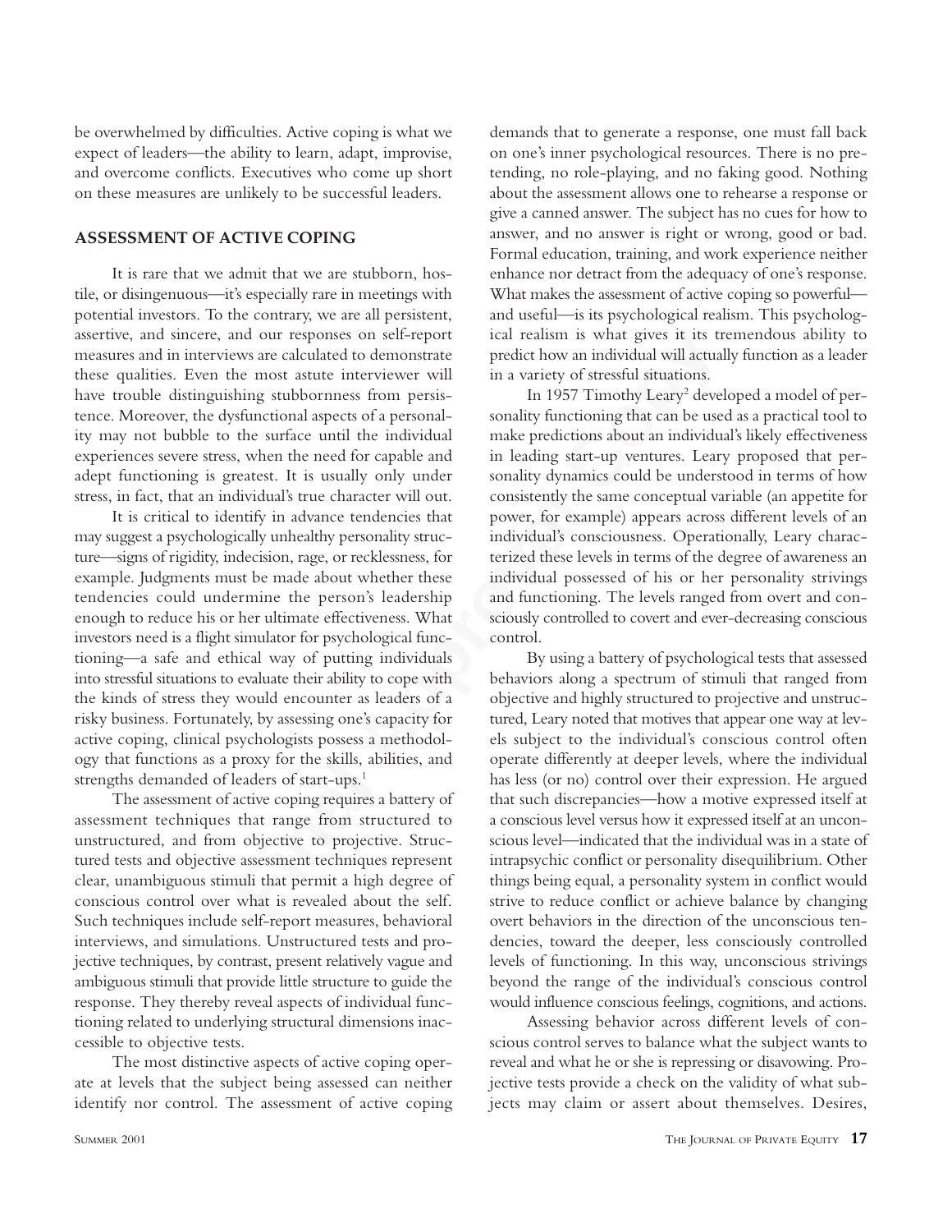be overwhelmed by difficulties. Active coping is what we expect of leaders—the ability to learn, adapt, improvise, and overcome conflicts. Executives who come up short on these measures are unlikely to be successful leaders.

## ASSESSMENT OF ACTIVE COPING

It is rare that we admit that we are stubborn, hostile, or disingenuous—it's especially rare in meetings with potential investors. To the contrary, we are all persistent, assertive, and sincere, and our responses on self-report measures and in interviews are calculated to demonstrate these qualities. Even the most astute interviewer will have trouble distinguishing stubbornness from persistence. Moreover, the dysfunctional aspects of a personality may not bubble to the surface until the individual experiences severe stress, when the need for capable and adept functioning is greatest. It is usually only under stress, in fact, that an individual's true character will out.

It is critical to identify in advance tendencies that may suggest a psychologically unhealthy personality structure—signs of rigidity, indecision, rage, or recklessness, for example. Judgments must be made about whether these tendencies could undermine the person's leadership enough to reduce his or her ultimate effectiveness. What investors need is a flight simulator for psychological functioning—a safe and ethical way of putting individuals into stressful situations to evaluate their ability to cope with the kinds of stress they would encounter as leaders of a risky business. Fortunately, by assessing one's capacity for active coping, clinical psychologists possess a methodology that functions as a proxy for the skills, abilities, and strengths demanded of leaders of start-ups.[1]

The assessment of active coping requires a battery of assessment techniques that range from structured to unstructured, and from objective to projective. Structured tests and objective assessment techniques represent clear, unambiguous stimuli that permit a high degree of conscious control over what is revealed about the self. Such techniques include self-report measures, behavioral interviews, and simulations. Unstructured tests and projective techniques, by contrast, present relatively vague and ambiguous stimuli that provide little structure to guide the response. They thereby reveal aspects of individual functioning related to underlying structural dimensions inaccessible to objective tests.

The most distinctive aspects of active coping operate at levels that the subject being assessed can neither identify nor control. The assessment of active coping demands that to generate a response, one must fall back on one's inner psychological resources. There is no pretending, no role-playing, and no faking good. Nothing about the assessment allows one to rehearse a response or give a canned answer. The subject has no cues for how to answer, and no answer is right or wrong, good or bad. Formal education, training, and work experience neither enhance nor detract from the adequacy of one's response. What makes the assessment of active coping so powerful—and useful—is its psychological realism. This psychological realism is what gives it its tremendous ability to predict how an individual will actually function as a leader in a variety of stressful situations.

In 1957 Timothy Leary[2] developed a model of personality functioning that can be used as a practical tool to make predictions about an individual's likely effectiveness in leading start-up ventures. Leary proposed that personality dynamics could be understood in terms of how consistently the same conceptual variable (an appetite for power, for example) appears across different levels of an individual's consciousness. Operationally, Leary characterized these levels in terms of the degree of awareness an individual possessed of his or her personality strivings and functioning. The levels ranged from overt and consciously controlled to covert and ever-decreasing conscious control.

By using a battery of psychological tests that assessed behaviors along a spectrum of stimuli that ranged from objective and highly structured to projective and unstructured, Leary noted that motives that appear one way at levels subject to the individual's conscious control often operate differently at deeper levels, where the individual has less (or no) control over their expression. He argued that such discrepancies—how a motive expressed itself at a conscious level versus how it expressed itself at an unconscious level—indicated that the individual was in a state of intrapsychic conflict or personality disequilibrium. Other things being equal, a personality system in conflict would strive to reduce conflict or achieve balance by changing overt behaviors in the direction of the unconscious tendencies, toward the deeper, less consciously controlled levels of functioning. In this way, unconscious strivings beyond the range of the individual's conscious control would influence conscious feelings, cognitions, and actions.

Assessing behavior across different levels of conscious control serves to balance what the subject wants to reveal and what he or she is repressing or disavowing. Projective tests provide a check on the validity of what subjects may claim or assert about themselves. Desires,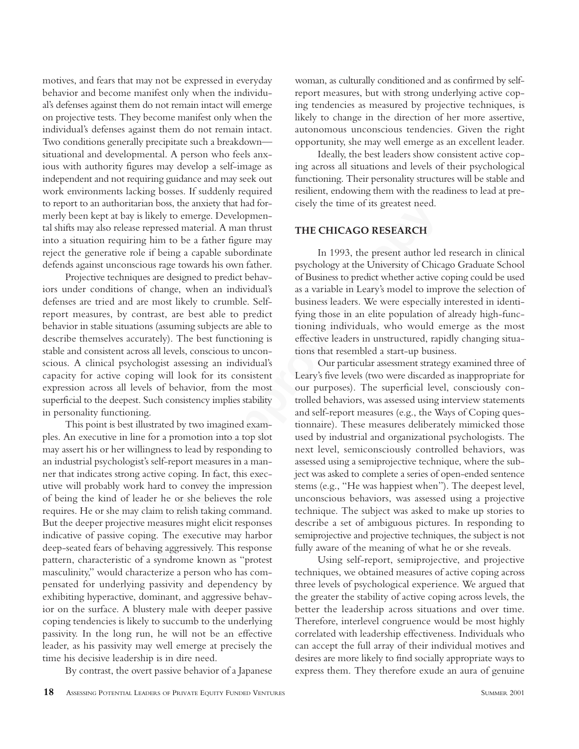motives, and fears that may not be expressed in everyday behavior and become manifest only when the individual's defenses against them do not remain intact will emerge on projective tests. They become manifest only when the individual's defenses against them do not remain intact. Two conditions generally precipitate such a breakdown—situational and developmental. A person who feels anxious with authority figures may develop a self-image as independent and not requiring guidance and may seek out work environments lacking bosses. If suddenly required to report to an authoritarian boss, the anxiety that had formerly been kept at bay is likely to emerge. Developmental shifts may also release repressed material. A man thrust into a situation requiring him to be a father figure may reject the generative role if being a capable subordinate defends against unconscious rage towards his own father.

Projective techniques are designed to predict behaviors under conditions of change, when an individual's defenses are tried and are most likely to crumble. Self-report measures, by contrast, are best able to predict behavior in stable situations (assuming subjects are able to describe themselves accurately). The best functioning is stable and consistent across all levels, conscious to unconscious. A clinical psychologist assessing an individual's capacity for active coping will look for its consistent expression across all levels of behavior, from the most superficial to the deepest. Such consistency implies stability in personality functioning.

This point is best illustrated by two imagined examples. An executive in line for a promotion into a top slot may assert his or her willingness to lead by responding to an industrial psychologist's self-report measures in a manner that indicates strong active coping. In fact, this executive will probably work hard to convey the impression of being the kind of leader he or she believes the role requires. He or she may claim to relish taking command. But the deeper projective measures might elicit responses indicative of passive coping. The executive may harbor deep-seated fears of behaving aggressively. This response pattern, characteristic of a syndrome known as "protest masculinity," would characterize a person who has compensated for underlying passivity and dependency by exhibiting hyperactive, dominant, and aggressive behavior on the surface. A blustery male with deeper passive coping tendencies is likely to succumb to the underlying passivity. In the long run, he will not be an effective leader, as his passivity may well emerge at precisely the time his decisive leadership is in dire need.

By contrast, the overt passive behavior of a Japanese woman, as culturally conditioned and as confirmed by self-report measures, but with strong underlying active coping tendencies as measured by projective techniques, is likely to change in the direction of her more assertive, autonomous unconscious tendencies. Given the right opportunity, she may well emerge as an excellent leader.

Ideally, the best leaders show consistent active coping across all situations and levels of their psychological functioning. Their personality structures will be stable and resilient, endowing them with the readiness to lead at precisely the time of its greatest need.

## THE CHICAGO RESEARCH

In 1993, the present author led research in clinical psychology at the University of Chicago Graduate School of Business to predict whether active coping could be used as a variable in Leary's model to improve the selection of business leaders. We were especially interested in identifying those in an elite population of already high-functioning individuals, who would emerge as the most effective leaders in unstructured, rapidly changing situations that resembled a start-up business.

Our particular assessment strategy examined three of Leary's five levels (two were discarded as inappropriate for our purposes). The superficial level, consciously controlled behaviors, was assessed using interview statements and self-report measures (e.g., the Ways of Coping questionnaire). These measures deliberately mimicked those used by industrial and organizational psychologists. The next level, semiconsciously controlled behaviors, was assessed using a semiprojective technique, where the subject was asked to complete a series of open-ended sentence stems (e.g., "He was happiest when"). The deepest level, unconscious behaviors, was assessed using a projective technique. The subject was asked to make up stories to describe a set of ambiguous pictures. In responding to semiprojective and projective techniques, the subject is not fully aware of the meaning of what he or she reveals.

Using self-report, semiprojective, and projective techniques, we obtained measures of active coping across three levels of psychological experience. We argued that the greater the stability of active coping across levels, the better the leadership across situations and over time. Therefore, interlevel congruence would be most highly correlated with leadership effectiveness. Individuals who can accept the full array of their individual motives and desires are more likely to find socially appropriate ways to express them. They therefore exude an aura of genuine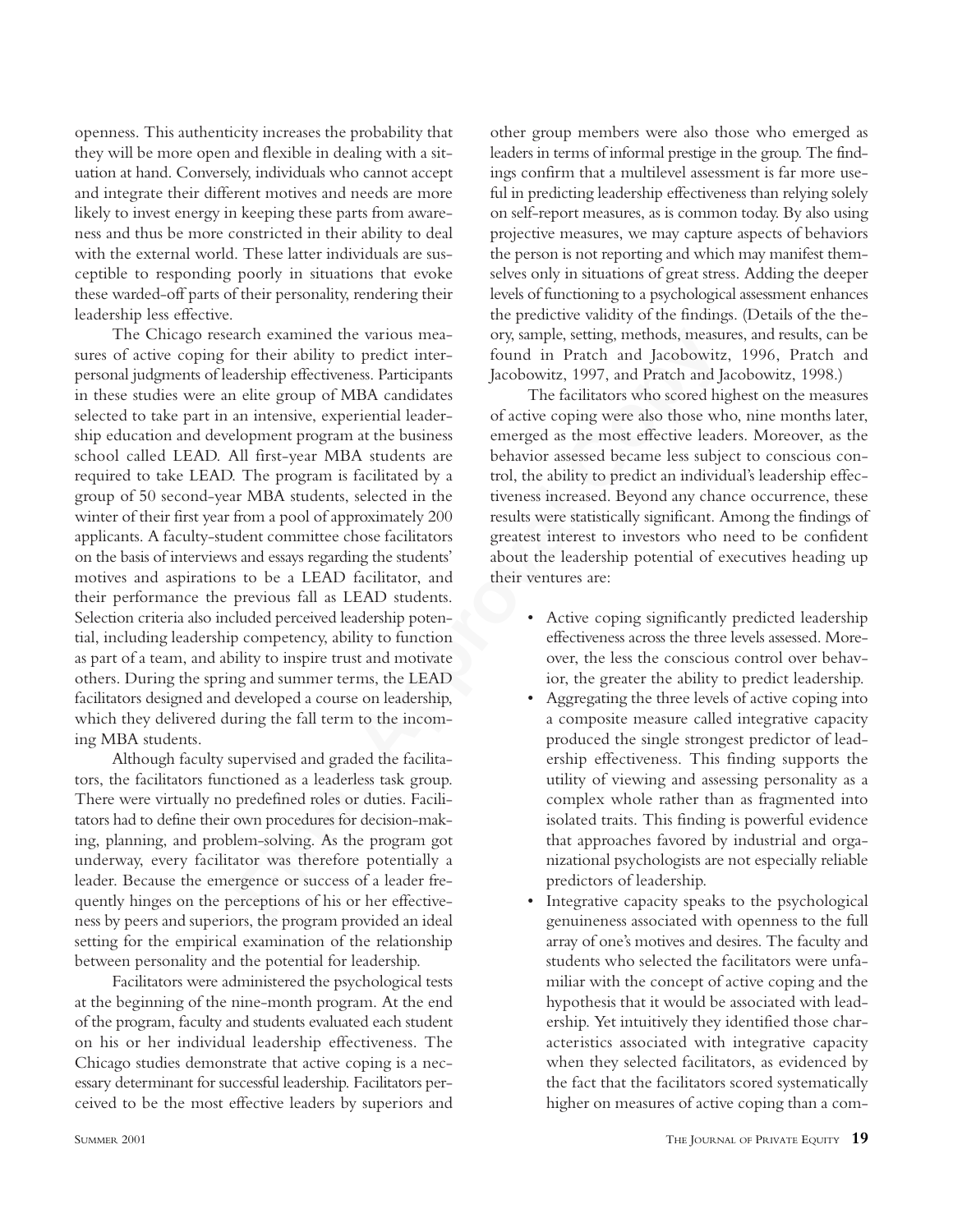openness. This authenticity increases the probability that they will be more open and flexible in dealing with a situation at hand. Conversely, individuals who cannot accept and integrate their different motives and needs are more likely to invest energy in keeping these parts from awareness and thus be more constricted in their ability to deal with the external world. These latter individuals are susceptible to responding poorly in situations that evoke these warded-off parts of their personality, rendering their leadership less effective.

The Chicago research examined the various measures of active coping for their ability to predict interpersonal judgments of leadership effectiveness. Participants in these studies were an elite group of MBA candidates selected to take part in an intensive, experiential leadership education and development program at the business school called LEAD. All first-year MBA students are required to take LEAD. The program is facilitated by a group of 50 second-year MBA students, selected in the winter of their first year from a pool of approximately 200 applicants. A faculty-student committee chose facilitators on the basis of interviews and essays regarding the students' motives and aspirations to be a LEAD facilitator, and their performance the previous fall as LEAD students. Selection criteria also included perceived leadership potential, including leadership competency, ability to function as part of a team, and ability to inspire trust and motivate others. During the spring and summer terms, the LEAD facilitators designed and developed a course on leadership, which they delivered during the fall term to the incoming MBA students.

Although faculty supervised and graded the facilitators, the facilitators functioned as a leaderless task group. There were virtually no predefined roles or duties. Facilitators had to define their own procedures for decision-making, planning, and problem-solving. As the program got underway, every facilitator was therefore potentially a leader. Because the emergence or success of a leader frequently hinges on the perceptions of his or her effectiveness by peers and superiors, the program provided an ideal setting for the empirical examination of the relationship between personality and the potential for leadership.

Facilitators were administered the psychological tests at the beginning of the nine-month program. At the end of the program, faculty and students evaluated each student on his or her individual leadership effectiveness. The Chicago studies demonstrate that active coping is a necessary determinant for successful leadership. Facilitators perceived to be the most effective leaders by superiors and other group members were also those who emerged as leaders in terms of informal prestige in the group. The findings confirm that a multilevel assessment is far more useful in predicting leadership effectiveness than relying solely on self-report measures, as is common today. By also using projective measures, we may capture aspects of behaviors the person is not reporting and which may manifest themselves only in situations of great stress. Adding the deeper levels of functioning to a psychological assessment enhances the predictive validity of the findings. (Details of the theory, sample, setting, methods, measures, and results, can be found in Pratch and Jacobowitz, 1996, Pratch and Jacobowitz, 1997, and Pratch and Jacobowitz, 1998.)

The facilitators who scored highest on the measures of active coping were also those who, nine months later, emerged as the most effective leaders. Moreover, as the behavior assessed became less subject to conscious control, the ability to predict an individual's leadership effectiveness increased. Beyond any chance occurrence, these results were statistically significant. Among the findings of greatest interest to investors who need to be confident about the leadership potential of executives heading up their ventures are:

- Active coping significantly predicted leadership effectiveness across the three levels assessed. Moreover, the less the conscious control over behavior, the greater the ability to predict leadership.
- Aggregating the three levels of active coping into a composite measure called integrative capacity produced the single strongest predictor of leadership effectiveness. This finding supports the utility of viewing and assessing personality as a complex whole rather than as fragmented into isolated traits. This finding is powerful evidence that approaches favored by industrial and organizational psychologists are not especially reliable predictors of leadership.
- Integrative capacity speaks to the psychological genuineness associated with openness to the full array of one's motives and desires. The faculty and students who selected the facilitators were unfamiliar with the concept of active coping and the hypothesis that it would be associated with leadership. Yet intuitively they identified those characteristics associated with integrative capacity when they selected facilitators, as evidenced by the fact that the facilitators scored systematically higher on measures of active coping than a com-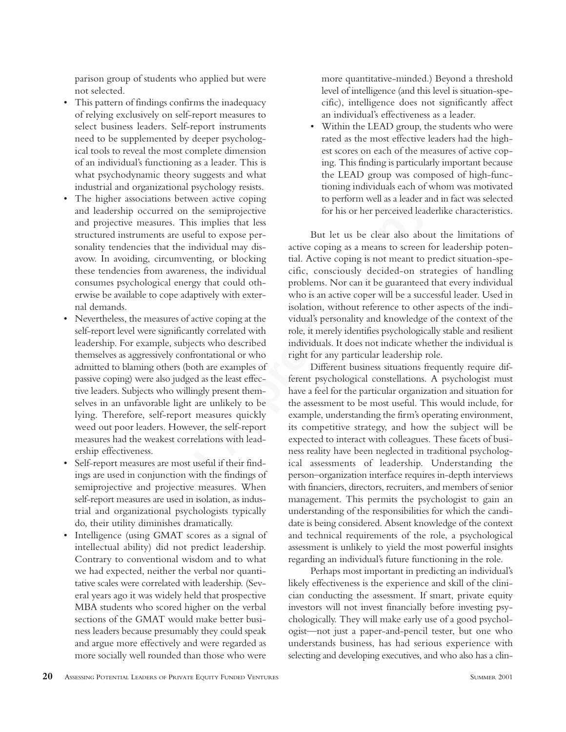parison group of students who applied but were not selected.

- This pattern of findings confirms the inadequacy of relying exclusively on self-report measures to select business leaders. Self-report instruments need to be supplemented by deeper psychological tools to reveal the most complete dimension of an individual's functioning as a leader. This is what psychodynamic theory suggests and what industrial and organizational psychology resists.
- The higher associations between active coping and leadership occurred on the semiprojective and projective measures. This implies that less structured instruments are useful to expose personality tendencies that the individual may disavow. In avoiding, circumventing, or blocking these tendencies from awareness, the individual consumes psychological energy that could otherwise be available to cope adaptively with external demands.
- Nevertheless, the measures of active coping at the self-report level were significantly correlated with leadership. For example, subjects who described themselves as aggressively confrontational or who admitted to blaming others (both are examples of passive coping) were also judged as the least effective leaders. Subjects who willingly present themselves in an unfavorable light are unlikely to be lying. Therefore, self-report measures quickly weed out poor leaders. However, the self-report measures had the weakest correlations with leadership effectiveness.
- Self-report measures are most useful if their findings are used in conjunction with the findings of semiprojective and projective measures. When self-report measures are used in isolation, as industrial and organizational psychologists typically do, their utility diminishes dramatically.
- Intelligence (using GMAT scores as a signal of intellectual ability) did not predict leadership. Contrary to conventional wisdom and to what we had expected, neither the verbal nor quantitative scales were correlated with leadership. (Several years ago it was widely held that prospective MBA students who scored higher on the verbal sections of the GMAT would make better business leaders because presumably they could speak and argue more effectively and were regarded as more socially well rounded than those who were more quantitative-minded.) Beyond a threshold level of intelligence (and this level is situation-specific), intelligence does not significantly affect an individual's effectiveness as a leader.
- Within the LEAD group, the students who were rated as the most effective leaders had the highest scores on each of the measures of active coping. This finding is particularly important because the LEAD group was composed of high-functioning individuals each of whom was motivated to perform well as a leader and in fact was selected for his or her perceived leaderlike characteristics.

But let us be clear also about the limitations of active coping as a means to screen for leadership potential. Active coping is not meant to predict situation-specific, consciously decided-on strategies of handling problems. Nor can it be guaranteed that every individual who is an active coper will be a successful leader. Used in isolation, without reference to other aspects of the individual's personality and knowledge of the context of the role, it merely identifies psychologically stable and resilient individuals. It does not indicate whether the individual is right for any particular leadership role.

Different business situations frequently require different psychological constellations. A psychologist must have a feel for the particular organization and situation for the assessment to be most useful. This would include, for example, understanding the firm's operating environment, its competitive strategy, and how the subject will be expected to interact with colleagues. These facets of business reality have been neglected in traditional psychological assessments of leadership. Understanding the person–organization interface requires in-depth interviews with financiers, directors, recruiters, and members of senior management. This permits the psychologist to gain an understanding of the responsibilities for which the candidate is being considered. Absent knowledge of the context and technical requirements of the role, a psychological assessment is unlikely to yield the most powerful insights regarding an individual's future functioning in the role.

Perhaps most important in predicting an individual's likely effectiveness is the experience and skill of the clinician conducting the assessment. If smart, private equity investors will not invest financially before investing psychologically. They will make early use of a good psychologist—not just a paper-and-pencil tester, but one who understands business, has had serious experience with selecting and developing executives, and who also has a clin-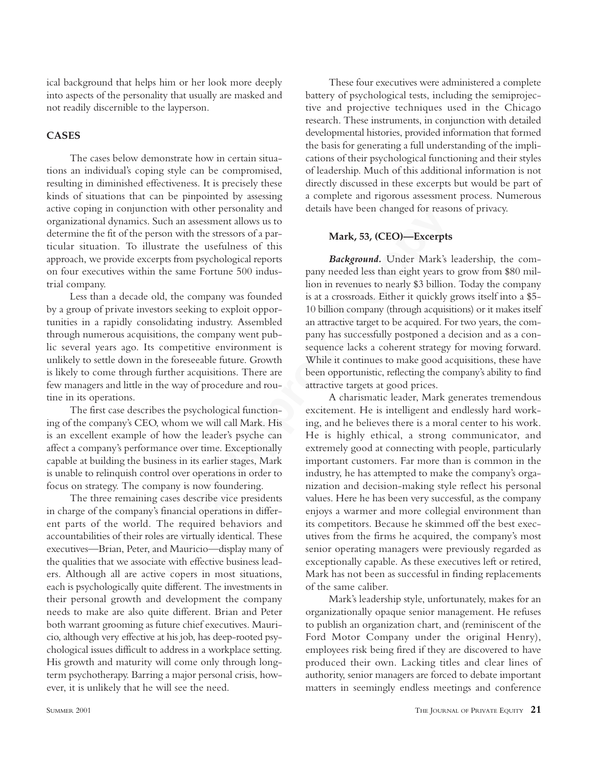ical background that helps him or her look more deeply into aspects of the personality that usually are masked and not readily discernible to the layperson.

## CASES

The cases below demonstrate how in certain situations an individual's coping style can be compromised, resulting in diminished effectiveness. It is precisely these kinds of situations that can be pinpointed by assessing active coping in conjunction with other personality and organizational dynamics. Such an assessment allows us to determine the fit of the person with the stressors of a particular situation. To illustrate the usefulness of this approach, we provide excerpts from psychological reports on four executives within the same Fortune 500 industrial company.

Less than a decade old, the company was founded by a group of private investors seeking to exploit opportunities in a rapidly consolidating industry. Assembled through numerous acquisitions, the company went public several years ago. Its competitive environment is unlikely to settle down in the foreseeable future. Growth is likely to come through further acquisitions. There are few managers and little in the way of procedure and routine in its operations.

The first case describes the psychological functioning of the company's CEO, whom we will call Mark. His is an excellent example of how the leader's psyche can affect a company's performance over time. Exceptionally capable at building the business in its earlier stages, Mark is unable to relinquish control over operations in order to focus on strategy. The company is now foundering.

The three remaining cases describe vice presidents in charge of the company's financial operations in different parts of the world. The required behaviors and accountabilities of their roles are virtually identical. These executives—Brian, Peter, and Mauricio—display many of the qualities that we associate with effective business leaders. Although all are active copers in most situations, each is psychologically quite different. The investments in their personal growth and development the company needs to make are also quite different. Brian and Peter both warrant grooming as future chief executives. Mauricio, although very effective at his job, has deep-rooted psychological issues difficult to address in a workplace setting. His growth and maturity will come only through long-term psychotherapy. Barring a major personal crisis, however, it is unlikely that he will see the need.

These four executives were administered a complete battery of psychological tests, including the semiprojective and projective techniques used in the Chicago research. These instruments, in conjunction with detailed developmental histories, provided information that formed the basis for generating a full understanding of the implications of their psychological functioning and their styles of leadership. Much of this additional information is not directly discussed in these excerpts but would be part of a complete and rigorous assessment process. Numerous details have been changed for reasons of privacy.

### Mark, 53, (CEO)—Excerpts

***Background.*** Under Mark's leadership, the company needed less than eight years to grow from $80 million in revenues to nearly $3 billion. Today the company is at a crossroads. Either it quickly grows itself into a $5-10 billion company (through acquisitions) or it makes itself an attractive target to be acquired. For two years, the company has successfully postponed a decision and as a consequence lacks a coherent strategy for moving forward. While it continues to make good acquisitions, these have been opportunistic, reflecting the company's ability to find attractive targets at good prices.

A charismatic leader, Mark generates tremendous excitement. He is intelligent and endlessly hard working, and he believes there is a moral center to his work. He is highly ethical, a strong communicator, and extremely good at connecting with people, particularly important customers. Far more than is common in the industry, he has attempted to make the company's organization and decision-making style reflect his personal values. Here he has been very successful, as the company enjoys a warmer and more collegial environment than its competitors. Because he skimmed off the best executives from the firms he acquired, the company's most senior operating managers were previously regarded as exceptionally capable. As these executives left or retired, Mark has not been as successful in finding replacements of the same caliber.

Mark's leadership style, unfortunately, makes for an organizationally opaque senior management. He refuses to publish an organization chart, and (reminiscent of the Ford Motor Company under the original Henry), employees risk being fired if they are discovered to have produced their own. Lacking titles and clear lines of authority, senior managers are forced to debate important matters in seemingly endless meetings and conference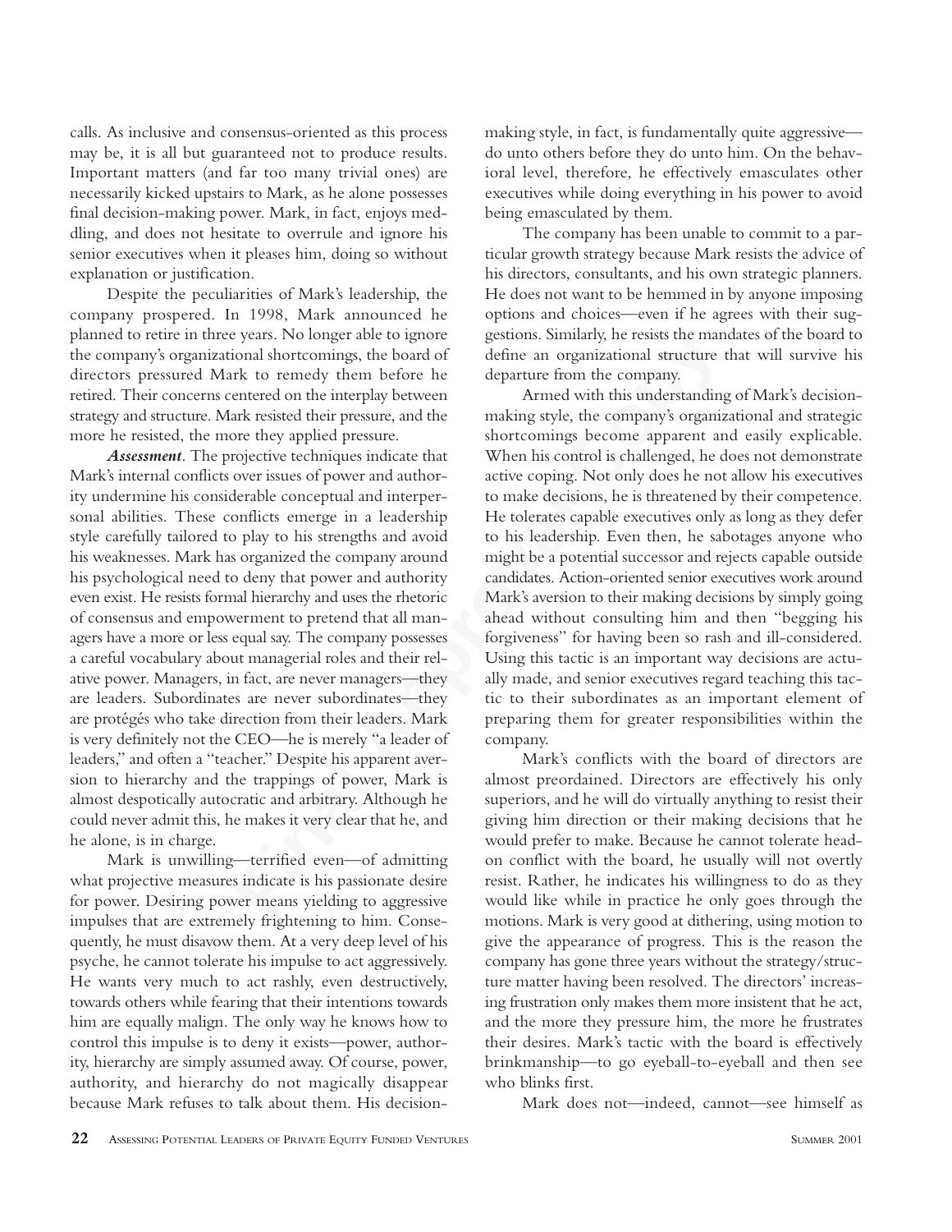calls. As inclusive and consensus-oriented as this process may be, it is all but guaranteed not to produce results. Important matters (and far too many trivial ones) are necessarily kicked upstairs to Mark, as he alone possesses final decision-making power. Mark, in fact, enjoys meddling, and does not hesitate to overrule and ignore his senior executives when it pleases him, doing so without explanation or justification.

Despite the peculiarities of Mark's leadership, the company prospered. In 1998, Mark announced he planned to retire in three years. No longer able to ignore the company's organizational shortcomings, the board of directors pressured Mark to remedy them before he retired. Their concerns centered on the interplay between strategy and structure. Mark resisted their pressure, and the more he resisted, the more they applied pressure.

***Assessment***. The projective techniques indicate that Mark's internal conflicts over issues of power and authority undermine his considerable conceptual and interpersonal abilities. These conflicts emerge in a leadership style carefully tailored to play to his strengths and avoid his weaknesses. Mark has organized the company around his psychological need to deny that power and authority even exist. He resists formal hierarchy and uses the rhetoric of consensus and empowerment to pretend that all managers have a more or less equal say. The company possesses a careful vocabulary about managerial roles and their relative power. Managers, in fact, are never managers—they are leaders. Subordinates are never subordinates—they are protégés who take direction from their leaders. Mark is very definitely not the CEO—he is merely "a leader of leaders," and often a "teacher." Despite his apparent aversion to hierarchy and the trappings of power, Mark is almost despotically autocratic and arbitrary. Although he could never admit this, he makes it very clear that he, and he alone, is in charge.

Mark is unwilling—terrified even—of admitting what projective measures indicate is his passionate desire for power. Desiring power means yielding to aggressive impulses that are extremely frightening to him. Consequently, he must disavow them. At a very deep level of his psyche, he cannot tolerate his impulse to act aggressively. He wants very much to act rashly, even destructively, towards others while fearing that their intentions towards him are equally malign. The only way he knows how to control this impulse is to deny it exists—power, authority, hierarchy are simply assumed away. Of course, power, authority, and hierarchy do not magically disappear because Mark refuses to talk about them. His decision-making style, in fact, is fundamentally quite aggressive—do unto others before they do unto him. On the behavioral level, therefore, he effectively emasculates other executives while doing everything in his power to avoid being emasculated by them.

The company has been unable to commit to a particular growth strategy because Mark resists the advice of his directors, consultants, and his own strategic planners. He does not want to be hemmed in by anyone imposing options and choices—even if he agrees with their suggestions. Similarly, he resists the mandates of the board to define an organizational structure that will survive his departure from the company.

Armed with this understanding of Mark's decision-making style, the company's organizational and strategic shortcomings become apparent and easily explicable. When his control is challenged, he does not demonstrate active coping. Not only does he not allow his executives to make decisions, he is threatened by their competence. He tolerates capable executives only as long as they defer to his leadership. Even then, he sabotages anyone who might be a potential successor and rejects capable outside candidates. Action-oriented senior executives work around Mark's aversion to their making decisions by simply going ahead without consulting him and then "begging his forgiveness" for having been so rash and ill-considered. Using this tactic is an important way decisions are actually made, and senior executives regard teaching this tactic to their subordinates as an important element of preparing them for greater responsibilities within the company.

Mark's conflicts with the board of directors are almost preordained. Directors are effectively his only superiors, and he will do virtually anything to resist their giving him direction or their making decisions that he would prefer to make. Because he cannot tolerate head-on conflict with the board, he usually will not overtly resist. Rather, he indicates his willingness to do as they would like while in practice he only goes through the motions. Mark is very good at dithering, using motion to give the appearance of progress. This is the reason the company has gone three years without the strategy/structure matter having been resolved. The directors' increasing frustration only makes them more insistent that he act, and the more they pressure him, the more he frustrates their desires. Mark's tactic with the board is effectively brinkmanship—to go eyeball-to-eyeball and then see who blinks first.

Mark does not—indeed, cannot—see himself as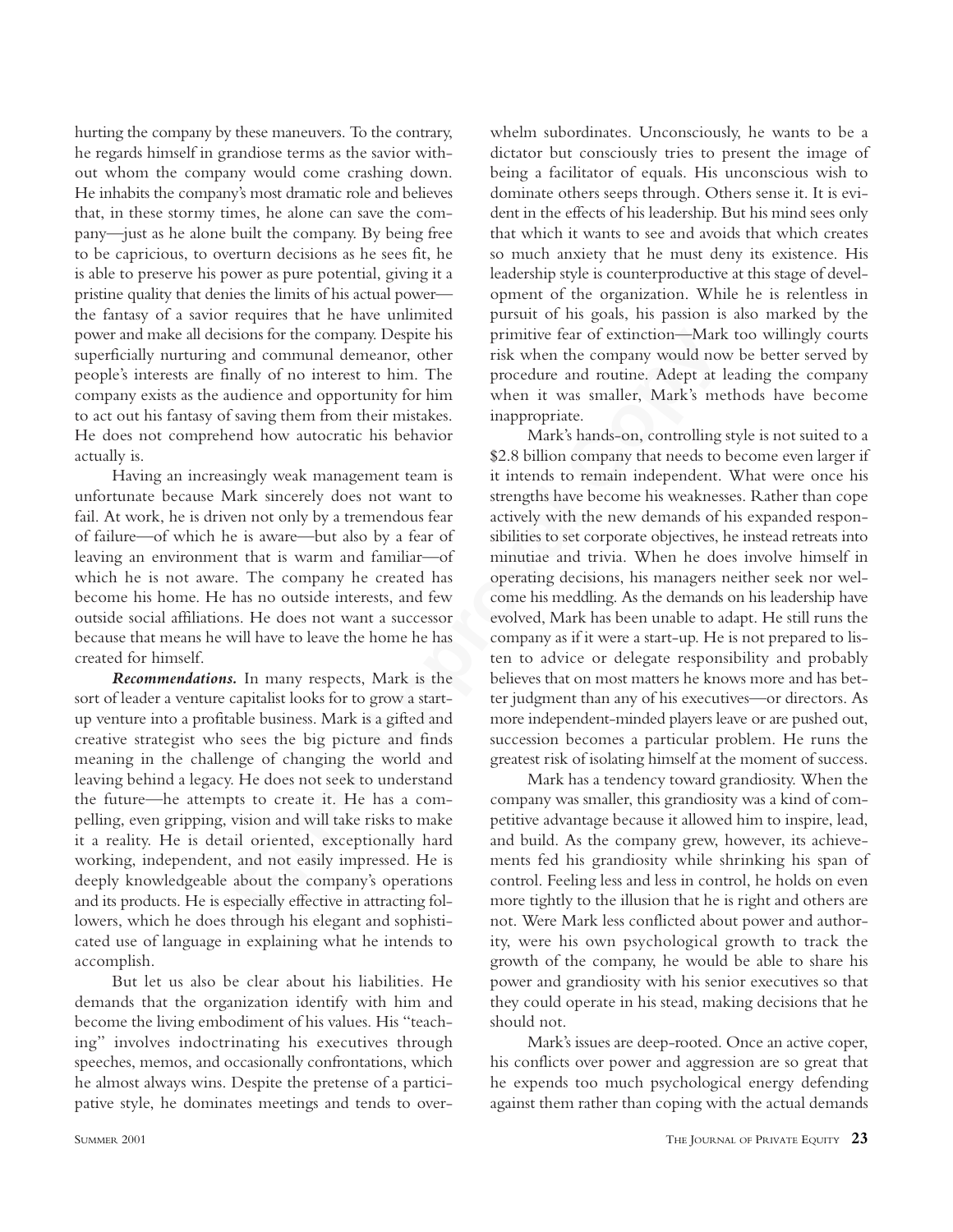hurting the company by these maneuvers. To the contrary, he regards himself in grandiose terms as the savior without whom the company would come crashing down. He inhabits the company's most dramatic role and believes that, in these stormy times, he alone can save the company—just as he alone built the company. By being free to be capricious, to overturn decisions as he sees fit, he is able to preserve his power as pure potential, giving it a pristine quality that denies the limits of his actual power—the fantasy of a savior requires that he have unlimited power and make all decisions for the company. Despite his superficially nurturing and communal demeanor, other people's interests are finally of no interest to him. The company exists as the audience and opportunity for him to act out his fantasy of saving them from their mistakes. He does not comprehend how autocratic his behavior actually is.

Having an increasingly weak management team is unfortunate because Mark sincerely does not want to fail. At work, he is driven not only by a tremendous fear of failure—of which he is aware—but also by a fear of leaving an environment that is warm and familiar—of which he is not aware. The company he created has become his home. He has no outside interests, and few outside social affiliations. He does not want a successor because that means he will have to leave the home he has created for himself.

***Recommendations.*** In many respects, Mark is the sort of leader a venture capitalist looks for to grow a start-up venture into a profitable business. Mark is a gifted and creative strategist who sees the big picture and finds meaning in the challenge of changing the world and leaving behind a legacy. He does not seek to understand the future—he attempts to create it. He has a compelling, even gripping, vision and will take risks to make it a reality. He is detail oriented, exceptionally hard working, independent, and not easily impressed. He is deeply knowledgeable about the company's operations and its products. He is especially effective in attracting followers, which he does through his elegant and sophisticated use of language in explaining what he intends to accomplish.

But let us also be clear about his liabilities. He demands that the organization identify with him and become the living embodiment of his values. His "teaching" involves indoctrinating his executives through speeches, memos, and occasionally confrontations, which he almost always wins. Despite the pretense of a participative style, he dominates meetings and tends to overwhelm subordinates. Unconsciously, he wants to be a dictator but consciously tries to present the image of being a facilitator of equals. His unconscious wish to dominate others seeps through. Others sense it. It is evident in the effects of his leadership. But his mind sees only that which it wants to see and avoids that which creates so much anxiety that he must deny its existence. His leadership style is counterproductive at this stage of development of the organization. While he is relentless in pursuit of his goals, his passion is also marked by the primitive fear of extinction—Mark too willingly courts risk when the company would now be better served by procedure and routine. Adept at leading the company when it was smaller, Mark's methods have become inappropriate.

Mark's hands-on, controlling style is not suited to a \$2.8 billion company that needs to become even larger if it intends to remain independent. What were once his strengths have become his weaknesses. Rather than cope actively with the new demands of his expanded responsibilities to set corporate objectives, he instead retreats into minutiae and trivia. When he does involve himself in operating decisions, his managers neither seek nor welcome his meddling. As the demands on his leadership have evolved, Mark has been unable to adapt. He still runs the company as if it were a start-up. He is not prepared to listen to advice or delegate responsibility and probably believes that on most matters he knows more and has better judgment than any of his executives—or directors. As more independent-minded players leave or are pushed out, succession becomes a particular problem. He runs the greatest risk of isolating himself at the moment of success.

Mark has a tendency toward grandiosity. When the company was smaller, this grandiosity was a kind of competitive advantage because it allowed him to inspire, lead, and build. As the company grew, however, its achievements fed his grandiosity while shrinking his span of control. Feeling less and less in control, he holds on even more tightly to the illusion that he is right and others are not. Were Mark less conflicted about power and authority, were his own psychological growth to track the growth of the company, he would be able to share his power and grandiosity with his senior executives so that they could operate in his stead, making decisions that he should not.

Mark's issues are deep-rooted. Once an active coper, his conflicts over power and aggression are so great that he expends too much psychological energy defending against them rather than coping with the actual demands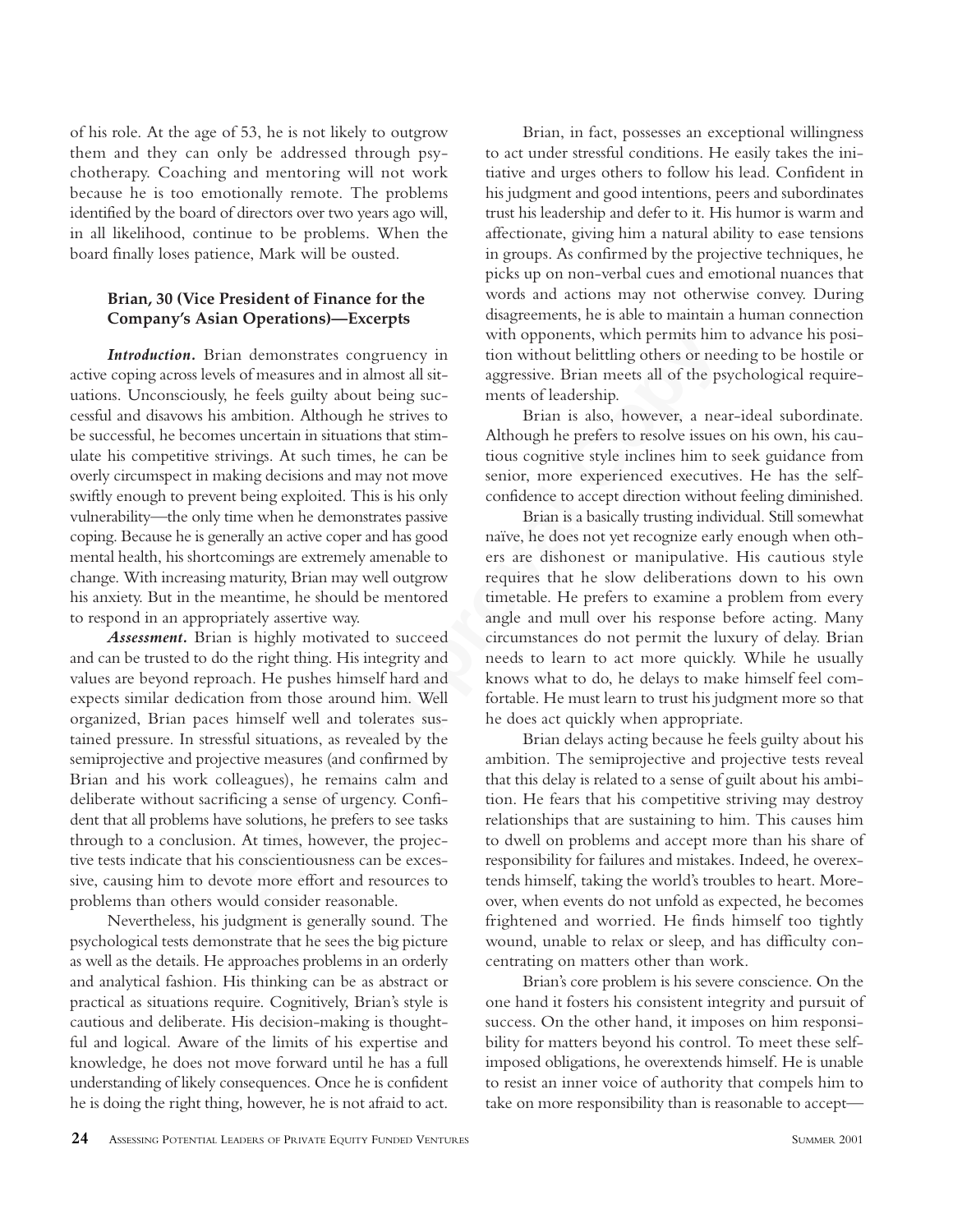of his role. At the age of 53, he is not likely to outgrow them and they can only be addressed through psychotherapy. Coaching and mentoring will not work because he is too emotionally remote. The problems identified by the board of directors over two years ago will, in all likelihood, continue to be problems. When the board finally loses patience, Mark will be ousted.

### Brian, 30 (Vice President of Finance for the Company's Asian Operations)—Excerpts

***Introduction.*** Brian demonstrates congruency in active coping across levels of measures and in almost all situations. Unconsciously, he feels guilty about being successful and disavows his ambition. Although he strives to be successful, he becomes uncertain in situations that stimulate his competitive strivings. At such times, he can be overly circumspect in making decisions and may not move swiftly enough to prevent being exploited. This is his only vulnerability—the only time when he demonstrates passive coping. Because he is generally an active coper and has good mental health, his shortcomings are extremely amenable to change. With increasing maturity, Brian may well outgrow his anxiety. But in the meantime, he should be mentored to respond in an appropriately assertive way.

***Assessment.*** Brian is highly motivated to succeed and can be trusted to do the right thing. His integrity and values are beyond reproach. He pushes himself hard and expects similar dedication from those around him. Well organized, Brian paces himself well and tolerates sustained pressure. In stressful situations, as revealed by the semiprojective and projective measures (and confirmed by Brian and his work colleagues), he remains calm and deliberate without sacrificing a sense of urgency. Confident that all problems have solutions, he prefers to see tasks through to a conclusion. At times, however, the projective tests indicate that his conscientiousness can be excessive, causing him to devote more effort and resources to problems than others would consider reasonable.

Nevertheless, his judgment is generally sound. The psychological tests demonstrate that he sees the big picture as well as the details. He approaches problems in an orderly and analytical fashion. His thinking can be as abstract or practical as situations require. Cognitively, Brian's style is cautious and deliberate. His decision-making is thoughtful and logical. Aware of the limits of his expertise and knowledge, he does not move forward until he has a full understanding of likely consequences. Once he is confident he is doing the right thing, however, he is not afraid to act.

Brian, in fact, possesses an exceptional willingness to act under stressful conditions. He easily takes the initiative and urges others to follow his lead. Confident in his judgment and good intentions, peers and subordinates trust his leadership and defer to it. His humor is warm and affectionate, giving him a natural ability to ease tensions in groups. As confirmed by the projective techniques, he picks up on non-verbal cues and emotional nuances that words and actions may not otherwise convey. During disagreements, he is able to maintain a human connection with opponents, which permits him to advance his position without belittling others or needing to be hostile or aggressive. Brian meets all of the psychological requirements of leadership.

Brian is also, however, a near-ideal subordinate. Although he prefers to resolve issues on his own, his cautious cognitive style inclines him to seek guidance from senior, more experienced executives. He has the self-confidence to accept direction without feeling diminished.

Brian is a basically trusting individual. Still somewhat naïve, he does not yet recognize early enough when others are dishonest or manipulative. His cautious style requires that he slow deliberations down to his own timetable. He prefers to examine a problem from every angle and mull over his response before acting. Many circumstances do not permit the luxury of delay. Brian needs to learn to act more quickly. While he usually knows what to do, he delays to make himself feel comfortable. He must learn to trust his judgment more so that he does act quickly when appropriate.

Brian delays acting because he feels guilty about his ambition. The semiprojective and projective tests reveal that this delay is related to a sense of guilt about his ambition. He fears that his competitive striving may destroy relationships that are sustaining to him. This causes him to dwell on problems and accept more than his share of responsibility for failures and mistakes. Indeed, he overextends himself, taking the world's troubles to heart. Moreover, when events do not unfold as expected, he becomes frightened and worried. He finds himself too tightly wound, unable to relax or sleep, and has difficulty concentrating on matters other than work.

Brian's core problem is his severe conscience. On the one hand it fosters his consistent integrity and pursuit of success. On the other hand, it imposes on him responsibility for matters beyond his control. To meet these self-imposed obligations, he overextends himself. He is unable to resist an inner voice of authority that compels him to take on more responsibility than is reasonable to accept—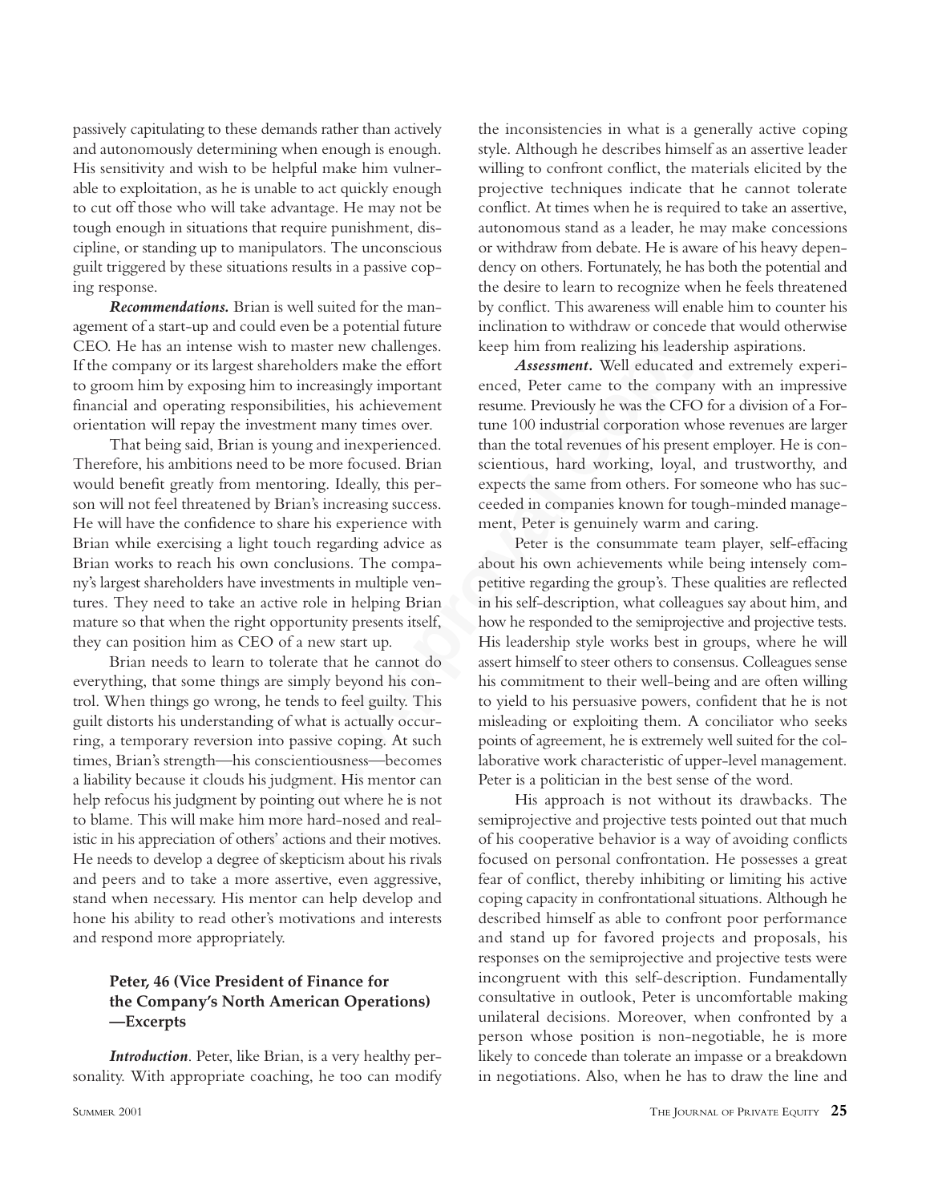passively capitulating to these demands rather than actively and autonomously determining when enough is enough. His sensitivity and wish to be helpful make him vulnerable to exploitation, as he is unable to act quickly enough to cut off those who will take advantage. He may not be tough enough in situations that require punishment, discipline, or standing up to manipulators. The unconscious guilt triggered by these situations results in a passive coping response.

***Recommendations.*** Brian is well suited for the management of a start-up and could even be a potential future CEO. He has an intense wish to master new challenges. If the company or its largest shareholders make the effort to groom him by exposing him to increasingly important financial and operating responsibilities, his achievement orientation will repay the investment many times over.

That being said, Brian is young and inexperienced. Therefore, his ambitions need to be more focused. Brian would benefit greatly from mentoring. Ideally, this person will not feel threatened by Brian's increasing success. He will have the confidence to share his experience with Brian while exercising a light touch regarding advice as Brian works to reach his own conclusions. The company's largest shareholders have investments in multiple ventures. They need to take an active role in helping Brian mature so that when the right opportunity presents itself, they can position him as CEO of a new start up.

Brian needs to learn to tolerate that he cannot do everything, that some things are simply beyond his control. When things go wrong, he tends to feel guilty. This guilt distorts his understanding of what is actually occurring, a temporary reversion into passive coping. At such times, Brian's strength—his conscientiousness—becomes a liability because it clouds his judgment. His mentor can help refocus his judgment by pointing out where he is not to blame. This will make him more hard-nosed and realistic in his appreciation of others' actions and their motives. He needs to develop a degree of skepticism about his rivals and peers and to take a more assertive, even aggressive, stand when necessary. His mentor can help develop and hone his ability to read other's motivations and interests and respond more appropriately.

### Peter, 46 (Vice President of Finance for the Company's North American Operations) —Excerpts

***Introduction.*** Peter, like Brian, is a very healthy personality. With appropriate coaching, he too can modify the inconsistencies in what is a generally active coping style. Although he describes himself as an assertive leader willing to confront conflict, the materials elicited by the projective techniques indicate that he cannot tolerate conflict. At times when he is required to take an assertive, autonomous stand as a leader, he may make concessions or withdraw from debate. He is aware of his heavy dependency on others. Fortunately, he has both the potential and the desire to learn to recognize when he feels threatened by conflict. This awareness will enable him to counter his inclination to withdraw or concede that would otherwise keep him from realizing his leadership aspirations.

***Assessment.*** Well educated and extremely experienced, Peter came to the company with an impressive resume. Previously he was the CFO for a division of a Fortune 100 industrial corporation whose revenues are larger than the total revenues of his present employer. He is conscientious, hard working, loyal, and trustworthy, and expects the same from others. For someone who has succeeded in companies known for tough-minded management, Peter is genuinely warm and caring.

Peter is the consummate team player, self-effacing about his own achievements while being intensely competitive regarding the group's. These qualities are reflected in his self-description, what colleagues say about him, and how he responded to the semiprojective and projective tests. His leadership style works best in groups, where he will assert himself to steer others to consensus. Colleagues sense his commitment to their well-being and are often willing to yield to his persuasive powers, confident that he is not misleading or exploiting them. A conciliator who seeks points of agreement, he is extremely well suited for the collaborative work characteristic of upper-level management. Peter is a politician in the best sense of the word.

His approach is not without its drawbacks. The semiprojective and projective tests pointed out that much of his cooperative behavior is a way of avoiding conflicts focused on personal confrontation. He possesses a great fear of conflict, thereby inhibiting or limiting his active coping capacity in confrontational situations. Although he described himself as able to confront poor performance and stand up for favored projects and proposals, his responses on the semiprojective and projective tests were incongruent with this self-description. Fundamentally consultative in outlook, Peter is uncomfortable making unilateral decisions. Moreover, when confronted by a person whose position is non-negotiable, he is more likely to concede than tolerate an impasse or a breakdown in negotiations. Also, when he has to draw the line and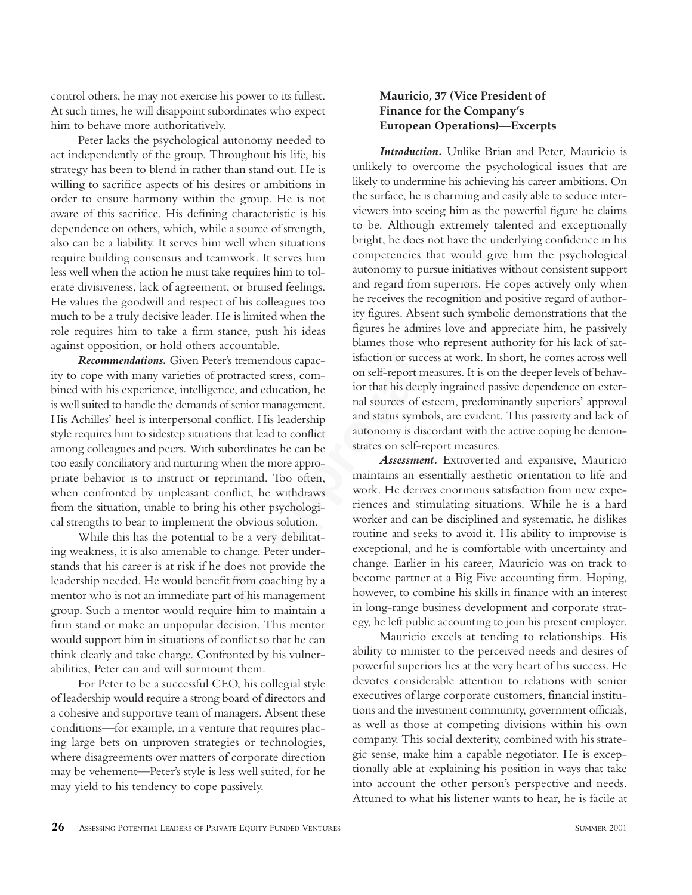control others, he may not exercise his power to its fullest. At such times, he will disappoint subordinates who expect him to behave more authoritatively.

Peter lacks the psychological autonomy needed to act independently of the group. Throughout his life, his strategy has been to blend in rather than stand out. He is willing to sacrifice aspects of his desires or ambitions in order to ensure harmony within the group. He is not aware of this sacrifice. His defining characteristic is his dependence on others, which, while a source of strength, also can be a liability. It serves him well when situations require building consensus and teamwork. It serves him less well when the action he must take requires him to tolerate divisiveness, lack of agreement, or bruised feelings. He values the goodwill and respect of his colleagues too much to be a truly decisive leader. He is limited when the role requires him to take a firm stance, push his ideas against opposition, or hold others accountable.

***Recommendations.*** Given Peter's tremendous capacity to cope with many varieties of protracted stress, combined with his experience, intelligence, and education, he is well suited to handle the demands of senior management. His Achilles' heel is interpersonal conflict. His leadership style requires him to sidestep situations that lead to conflict among colleagues and peers. With subordinates he can be too easily conciliatory and nurturing when the more appropriate behavior is to instruct or reprimand. Too often, when confronted by unpleasant conflict, he withdraws from the situation, unable to bring his other psychological strengths to bear to implement the obvious solution.

While this has the potential to be a very debilitating weakness, it is also amenable to change. Peter understands that his career is at risk if he does not provide the leadership needed. He would benefit from coaching by a mentor who is not an immediate part of his management group. Such a mentor would require him to maintain a firm stand or make an unpopular decision. This mentor would support him in situations of conflict so that he can think clearly and take charge. Confronted by his vulnerabilities, Peter can and will surmount them.

For Peter to be a successful CEO, his collegial style of leadership would require a strong board of directors and a cohesive and supportive team of managers. Absent these conditions—for example, in a venture that requires placing large bets on unproven strategies or technologies, where disagreements over matters of corporate direction may be vehement—Peter's style is less well suited, for he may yield to his tendency to cope passively.

### Mauricio, 37 (Vice President of Finance for the Company's European Operations)—Excerpts

***Introduction.*** Unlike Brian and Peter, Mauricio is unlikely to overcome the psychological issues that are likely to undermine his achieving his career ambitions. On the surface, he is charming and easily able to seduce interviewers into seeing him as the powerful figure he claims to be. Although extremely talented and exceptionally bright, he does not have the underlying confidence in his competencies that would give him the psychological autonomy to pursue initiatives without consistent support and regard from superiors. He copes actively only when he receives the recognition and positive regard of authority figures. Absent such symbolic demonstrations that the figures he admires love and appreciate him, he passively blames those who represent authority for his lack of satisfaction or success at work. In short, he comes across well on self-report measures. It is on the deeper levels of behavior that his deeply ingrained passive dependence on external sources of esteem, predominantly superiors' approval and status symbols, are evident. This passivity and lack of autonomy is discordant with the active coping he demonstrates on self-report measures.

***Assessment.*** Extroverted and expansive, Mauricio maintains an essentially aesthetic orientation to life and work. He derives enormous satisfaction from new experiences and stimulating situations. While he is a hard worker and can be disciplined and systematic, he dislikes routine and seeks to avoid it. His ability to improvise is exceptional, and he is comfortable with uncertainty and change. Earlier in his career, Mauricio was on track to become partner at a Big Five accounting firm. Hoping, however, to combine his skills in finance with an interest in long-range business development and corporate strategy, he left public accounting to join his present employer.

Mauricio excels at tending to relationships. His ability to minister to the perceived needs and desires of powerful superiors lies at the very heart of his success. He devotes considerable attention to relations with senior executives of large corporate customers, financial institutions and the investment community, government officials, as well as those at competing divisions within his own company. This social dexterity, combined with his strategic sense, make him a capable negotiator. He is exceptionally able at explaining his position in ways that take into account the other person's perspective and needs. Attuned to what his listener wants to hear, he is facile at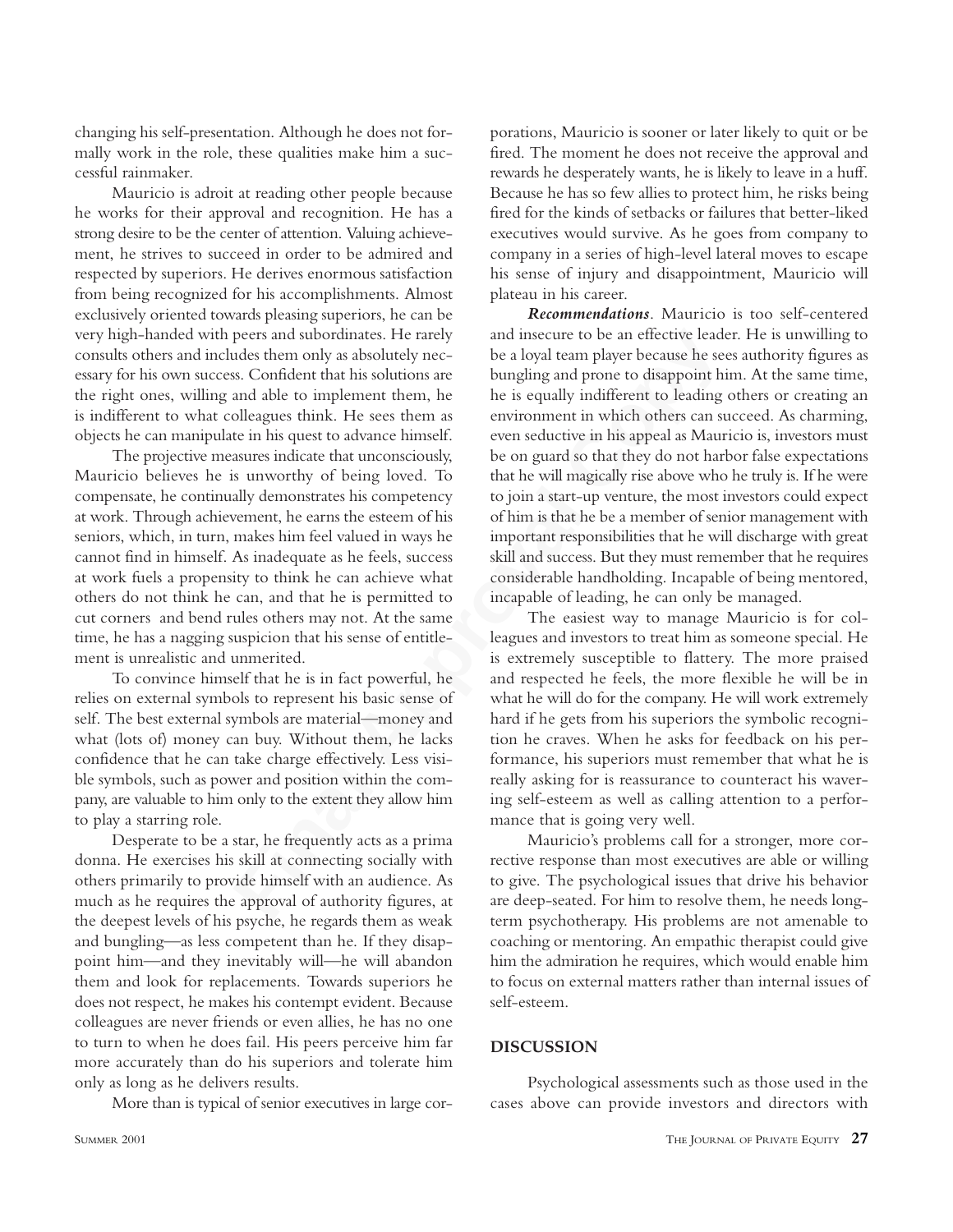changing his self-presentation. Although he does not formally work in the role, these qualities make him a successful rainmaker.

Mauricio is adroit at reading other people because he works for their approval and recognition. He has a strong desire to be the center of attention. Valuing achievement, he strives to succeed in order to be admired and respected by superiors. He derives enormous satisfaction from being recognized for his accomplishments. Almost exclusively oriented towards pleasing superiors, he can be very high-handed with peers and subordinates. He rarely consults others and includes them only as absolutely necessary for his own success. Confident that his solutions are the right ones, willing and able to implement them, he is indifferent to what colleagues think. He sees them as objects he can manipulate in his quest to advance himself.

The projective measures indicate that unconsciously, Mauricio believes he is unworthy of being loved. To compensate, he continually demonstrates his competency at work. Through achievement, he earns the esteem of his seniors, which, in turn, makes him feel valued in ways he cannot find in himself. As inadequate as he feels, success at work fuels a propensity to think he can achieve what others do not think he can, and that he is permitted to cut corners and bend rules others may not. At the same time, he has a nagging suspicion that his sense of entitlement is unrealistic and unmerited.

To convince himself that he is in fact powerful, he relies on external symbols to represent his basic sense of self. The best external symbols are material—money and what (lots of) money can buy. Without them, he lacks confidence that he can take charge effectively. Less visible symbols, such as power and position within the company, are valuable to him only to the extent they allow him to play a starring role.

Desperate to be a star, he frequently acts as a prima donna. He exercises his skill at connecting socially with others primarily to provide himself with an audience. As much as he requires the approval of authority figures, at the deepest levels of his psyche, he regards them as weak and bungling—as less competent than he. If they disappoint him—and they inevitably will—he will abandon them and look for replacements. Towards superiors he does not respect, he makes his contempt evident. Because colleagues are never friends or even allies, he has no one to turn to when he does fail. His peers perceive him far more accurately than do his superiors and tolerate him only as long as he delivers results.

More than is typical of senior executives in large corporations, Mauricio is sooner or later likely to quit or be fired. The moment he does not receive the approval and rewards he desperately wants, he is likely to leave in a huff. Because he has so few allies to protect him, he risks being fired for the kinds of setbacks or failures that better-liked executives would survive. As he goes from company to company in a series of high-level lateral moves to escape his sense of injury and disappointment, Mauricio will plateau in his career.

***Recommendations***. Mauricio is too self-centered and insecure to be an effective leader. He is unwilling to be a loyal team player because he sees authority figures as bungling and prone to disappoint him. At the same time, he is equally indifferent to leading others or creating an environment in which others can succeed. As charming, even seductive in his appeal as Mauricio is, investors must be on guard so that they do not harbor false expectations that he will magically rise above who he truly is. If he were to join a start-up venture, the most investors could expect of him is that he be a member of senior management with important responsibilities that he will discharge with great skill and success. But they must remember that he requires considerable handholding. Incapable of being mentored, incapable of leading, he can only be managed.

The easiest way to manage Mauricio is for colleagues and investors to treat him as someone special. He is extremely susceptible to flattery. The more praised and respected he feels, the more flexible he will be in what he will do for the company. He will work extremely hard if he gets from his superiors the symbolic recognition he craves. When he asks for feedback on his performance, his superiors must remember that what he is really asking for is reassurance to counteract his wavering self-esteem as well as calling attention to a performance that is going very well.

Mauricio's problems call for a stronger, more corrective response than most executives are able or willing to give. The psychological issues that drive his behavior are deep-seated. For him to resolve them, he needs long-term psychotherapy. His problems are not amenable to coaching or mentoring. An empathic therapist could give him the admiration he requires, which would enable him to focus on external matters rather than internal issues of self-esteem.

## DISCUSSION

Psychological assessments such as those used in the cases above can provide investors and directors with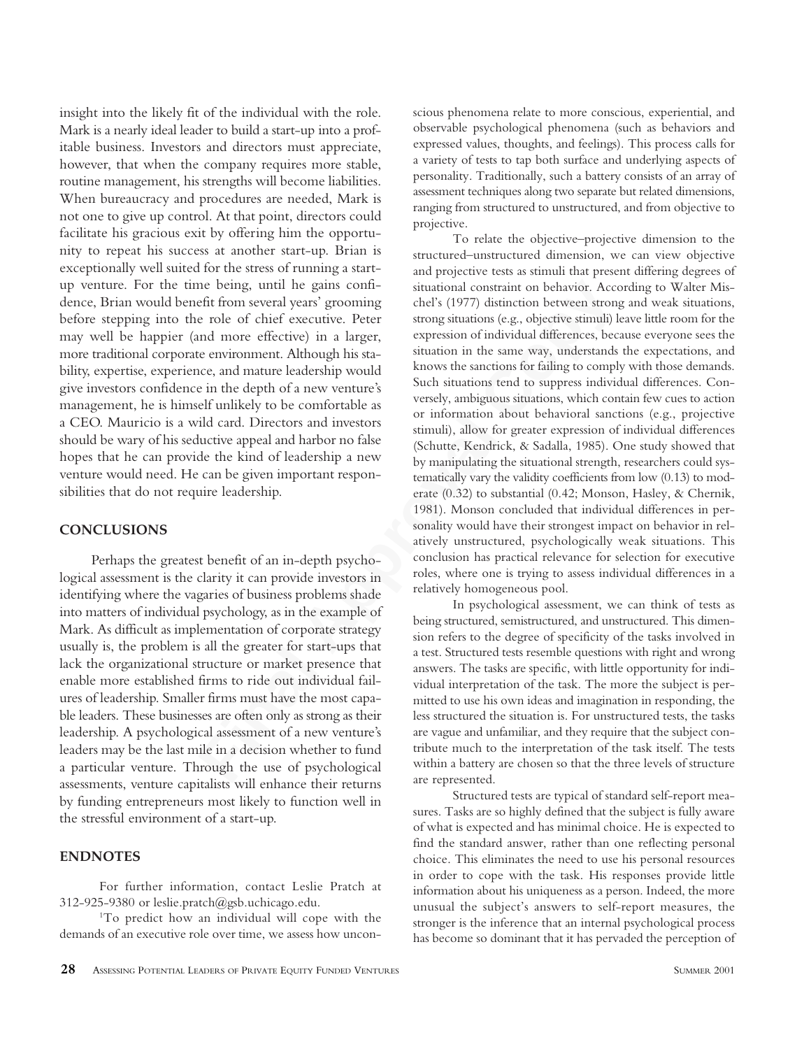insight into the likely fit of the individual with the role. Mark is a nearly ideal leader to build a start-up into a profitable business. Investors and directors must appreciate, however, that when the company requires more stable, routine management, his strengths will become liabilities. When bureaucracy and procedures are needed, Mark is not one to give up control. At that point, directors could facilitate his gracious exit by offering him the opportunity to repeat his success at another start-up. Brian is exceptionally well suited for the stress of running a start-up venture. For the time being, until he gains confidence, Brian would benefit from several years' grooming before stepping into the role of chief executive. Peter may well be happier (and more effective) in a larger, more traditional corporate environment. Although his stability, expertise, experience, and mature leadership would give investors confidence in the depth of a new venture's management, he is himself unlikely to be comfortable as a CEO. Mauricio is a wild card. Directors and investors should be wary of his seductive appeal and harbor no false hopes that he can provide the kind of leadership a new venture would need. He can be given important responsibilities that do not require leadership.

## CONCLUSIONS

Perhaps the greatest benefit of an in-depth psychological assessment is the clarity it can provide investors in identifying where the vagaries of business problems shade into matters of individual psychology, as in the example of Mark. As difficult as implementation of corporate strategy usually is, the problem is all the greater for start-ups that lack the organizational structure or market presence that enable more established firms to ride out individual failures of leadership. Smaller firms must have the most capable leaders. These businesses are often only as strong as their leadership. A psychological assessment of a new venture's leaders may be the last mile in a decision whether to fund a particular venture. Through the use of psychological assessments, venture capitalists will enhance their returns by funding entrepreneurs most likely to function well in the stressful environment of a start-up.

## ENDNOTES

For further information, contact Leslie Pratch at 312-925-9380 or leslie.pratch@gsb.uchicago.edu.

[1]To predict how an individual will cope with the demands of an executive role over time, we assess how unconscious phenomena relate to more conscious, experiential, and observable psychological phenomena (such as behaviors and expressed values, thoughts, and feelings). This process calls for a variety of tests to tap both surface and underlying aspects of personality. Traditionally, such a battery consists of an array of assessment techniques along two separate but related dimensions, ranging from structured to unstructured, and from objective to projective.

To relate the objective–projective dimension to the structured–unstructured dimension, we can view objective and projective tests as stimuli that present differing degrees of situational constraint on behavior. According to Walter Mischel's (1977) distinction between strong and weak situations, strong situations (e.g., objective stimuli) leave little room for the expression of individual differences, because everyone sees the situation in the same way, understands the expectations, and knows the sanctions for failing to comply with those demands. Such situations tend to suppress individual differences. Conversely, ambiguous situations, which contain few cues to action or information about behavioral sanctions (e.g., projective stimuli), allow for greater expression of individual differences (Schutte, Kendrick, & Sadalla, 1985). One study showed that by manipulating the situational strength, researchers could systematically vary the validity coefficients from low (0.13) to moderate (0.32) to substantial (0.42; Monson, Hasley, & Chernik, 1981). Monson concluded that individual differences in personality would have their strongest impact on behavior in relatively unstructured, psychologically weak situations. This conclusion has practical relevance for selection for executive roles, where one is trying to assess individual differences in a relatively homogeneous pool.

In psychological assessment, we can think of tests as being structured, semistructured, and unstructured. This dimension refers to the degree of specificity of the tasks involved in a test. Structured tests resemble questions with right and wrong answers. The tasks are specific, with little opportunity for individual interpretation of the task. The more the subject is permitted to use his own ideas and imagination in responding, the less structured the situation is. For unstructured tests, the tasks are vague and unfamiliar, and they require that the subject contribute much to the interpretation of the task itself. The tests within a battery are chosen so that the three levels of structure are represented.

Structured tests are typical of standard self-report measures. Tasks are so highly defined that the subject is fully aware of what is expected and has minimal choice. He is expected to find the standard answer, rather than one reflecting personal choice. This eliminates the need to use his personal resources in order to cope with the task. His responses provide little information about his uniqueness as a person. Indeed, the more unusual the subject's answers to self-report measures, the stronger is the inference that an internal psychological process has become so dominant that it has pervaded the perception of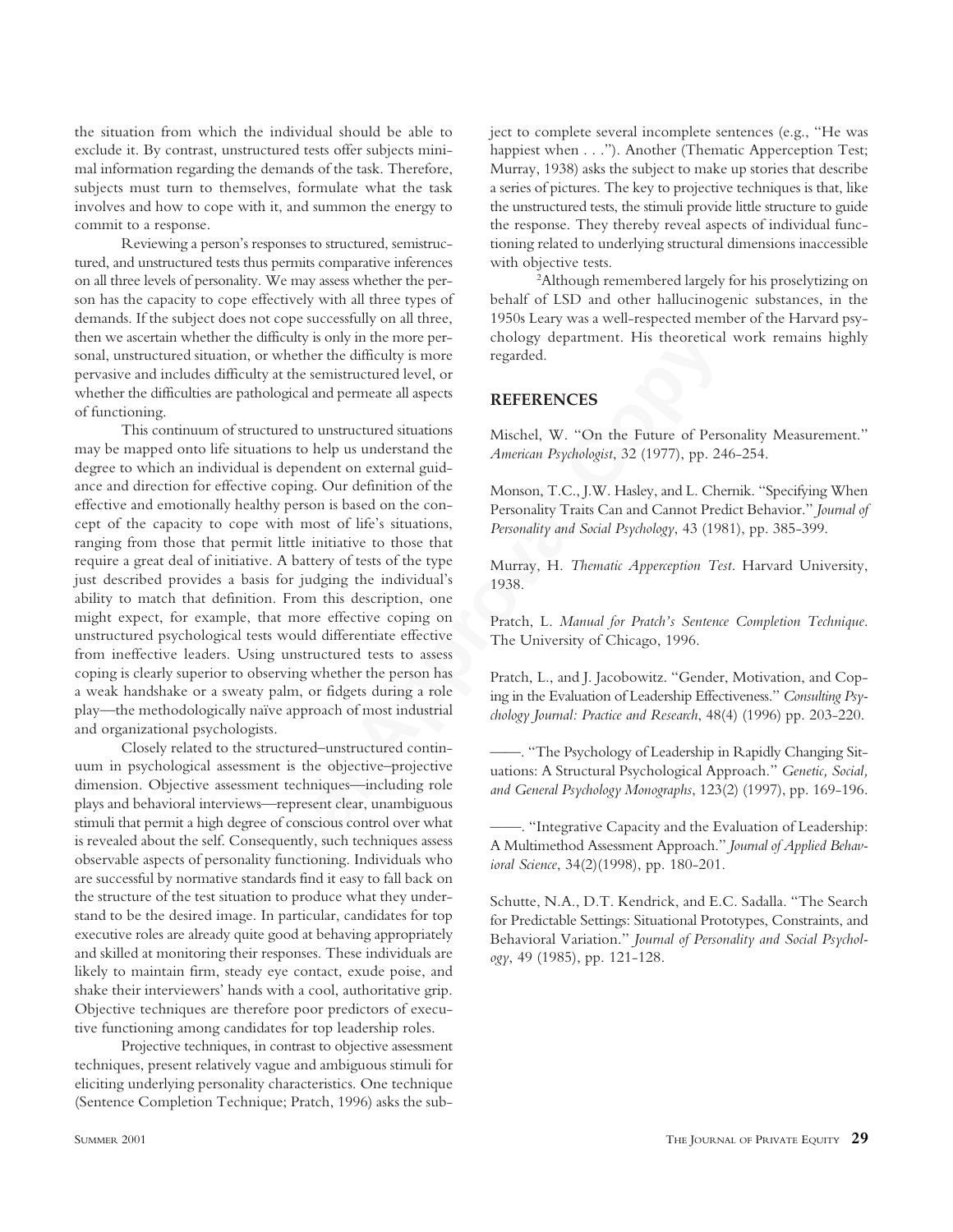the situation from which the individual should be able to exclude it. By contrast, unstructured tests offer subjects minimal information regarding the demands of the task. Therefore, subjects must turn to themselves, formulate what the task involves and how to cope with it, and summon the energy to commit to a response.

Reviewing a person's responses to structured, semistructured, and unstructured tests thus permits comparative inferences on all three levels of personality. We may assess whether the person has the capacity to cope effectively with all three types of demands. If the subject does not cope successfully on all three, then we ascertain whether the difficulty is only in the more personal, unstructured situation, or whether the difficulty is more pervasive and includes difficulty at the semistructured level, or whether the difficulties are pathological and permeate all aspects of functioning.

This continuum of structured to unstructured situations may be mapped onto life situations to help us understand the degree to which an individual is dependent on external guidance and direction for effective coping. Our definition of the effective and emotionally healthy person is based on the concept of the capacity to cope with most of life's situations, ranging from those that permit little initiative to those that require a great deal of initiative. A battery of tests of the type just described provides a basis for judging the individual's ability to match that definition. From this description, one might expect, for example, that more effective coping on unstructured psychological tests would differentiate effective from ineffective leaders. Using unstructured tests to assess coping is clearly superior to observing whether the person has a weak handshake or a sweaty palm, or fidgets during a role play—the methodologically naïve approach of most industrial and organizational psychologists.

Closely related to the structured–unstructured continuum in psychological assessment is the objective–projective dimension. Objective assessment techniques—including role plays and behavioral interviews—represent clear, unambiguous stimuli that permit a high degree of conscious control over what is revealed about the self. Consequently, such techniques assess observable aspects of personality functioning. Individuals who are successful by normative standards find it easy to fall back on the structure of the test situation to produce what they understand to be the desired image. In particular, candidates for top executive roles are already quite good at behaving appropriately and skilled at monitoring their responses. These individuals are likely to maintain firm, steady eye contact, exude poise, and shake their interviewers' hands with a cool, authoritative grip. Objective techniques are therefore poor predictors of executive functioning among candidates for top leadership roles.

Projective techniques, in contrast to objective assessment techniques, present relatively vague and ambiguous stimuli for eliciting underlying personality characteristics. One technique (Sentence Completion Technique; Pratch, 1996) asks the subject to complete several incomplete sentences (e.g., "He was happiest when . . ."). Another (Thematic Apperception Test; Murray, 1938) asks the subject to make up stories that describe a series of pictures. The key to projective techniques is that, like the unstructured tests, the stimuli provide little structure to guide the response. They thereby reveal aspects of individual functioning related to underlying structural dimensions inaccessible with objective tests.

[2]Although remembered largely for his proselytizing on behalf of LSD and other hallucinogenic substances, in the 1950s Leary was a well-respected member of the Harvard psychology department. His theoretical work remains highly regarded.

## REFERENCES

Mischel, W. "On the Future of Personality Measurement." *American Psychologist*, 32 (1977), pp. 246-254.

Monson, T.C., J.W. Hasley, and L. Chernik. "Specifying When Personality Traits Can and Cannot Predict Behavior." *Journal of Personality and Social Psychology*, 43 (1981), pp. 385-399.

Murray, H. *Thematic Apperception Test*. Harvard University, 1938.

Pratch, L. *Manual for Pratch's Sentence Completion Technique*. The University of Chicago, 1996.

Pratch, L., and J. Jacobowitz. "Gender, Motivation, and Coping in the Evaluation of Leadership Effectiveness." *Consulting Psychology Journal: Practice and Research*, 48(4) (1996) pp. 203-220.

——. "The Psychology of Leadership in Rapidly Changing Situations: A Structural Psychological Approach." *Genetic, Social, and General Psychology Monographs*, 123(2) (1997), pp. 169-196.

——. "Integrative Capacity and the Evaluation of Leadership: A Multimethod Assessment Approach." *Journal of Applied Behavioral Science*, 34(2)(1998), pp. 180-201.

Schutte, N.A., D.T. Kendrick, and E.C. Sadalla. "The Search for Predictable Settings: Situational Prototypes, Constraints, and Behavioral Variation." *Journal of Personality and Social Psychology*, 49 (1985), pp. 121-128.